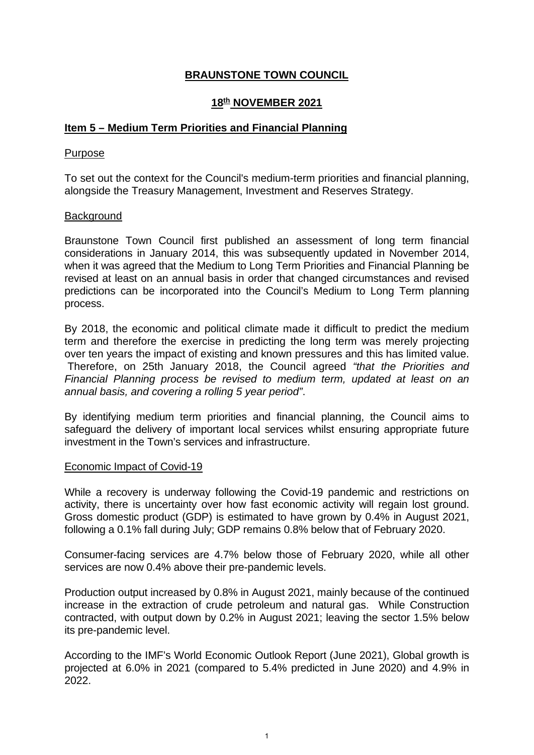# BRAUNSTONE TOWN COUNCIL

## 18th NOVEMBER 2021

### Item 5 – Medium Term Priorities and Financial Planning

Purpose

To set out the context for the Council's medium-term priorities and financial planning, alongside the Treasury Management, Investment and Reserves Strategy.

Background

Braunstone Town Council first published an assessment of long term financial considerations in January 2014, this was subsequently updated in November 2014, when it was agreed that the Medium to Long Term Priorities and Financial Planning be revised at least on an annual basis in order that changed circumstances and revised predictions can be incorporated into the Council's Medium to Long Term planning process.

By 2018, the economic and political climate made it difficult to predict the medium term and therefore the exercise in predicting the long term was merely projecting over ten years the impact of existing and known pressures and this has limited value. Therefore, on 25th January 2018, the Council agreed *"that the Priorities and Financial Planning process be revised to medium term, updated at least on an annual basis, and covering a rolling 5 year period"*.

By identifying medium term priorities and financial planning, the Council aims to safeguard the delivery of important local services whilst ensuring appropriate future investment in the Town's services and infrastructure.

Economic Impact of Covid-19

While a recovery is underway following the Covid-19 pandemic and restrictions on activity, there is uncertainty over how fast economic activity will regain lost ground. Gross domestic product (GDP) is estimated to have grown by 0.4% in August 2021, following a 0.1% fall during July; GDP remains 0.8% below that of February 2020.

Consumer-facing services are 4.7% below those of February 2020, while all other services are now 0.4% above their pre-pandemic levels.

Production output increased by 0.8% in August 2021, mainly because of the continued increase in the extraction of crude petroleum and natural gas. While Construction contracted, with output down by 0.2% in August 2021; leaving the sector 1.5% below its pre-pandemic level.

According to the IMF's World Economic Outlook Report (June 2021), Global growth is projected at 6.0% in 2021 (compared to 5.4% predicted in June 2020) and 4.9% in 2022.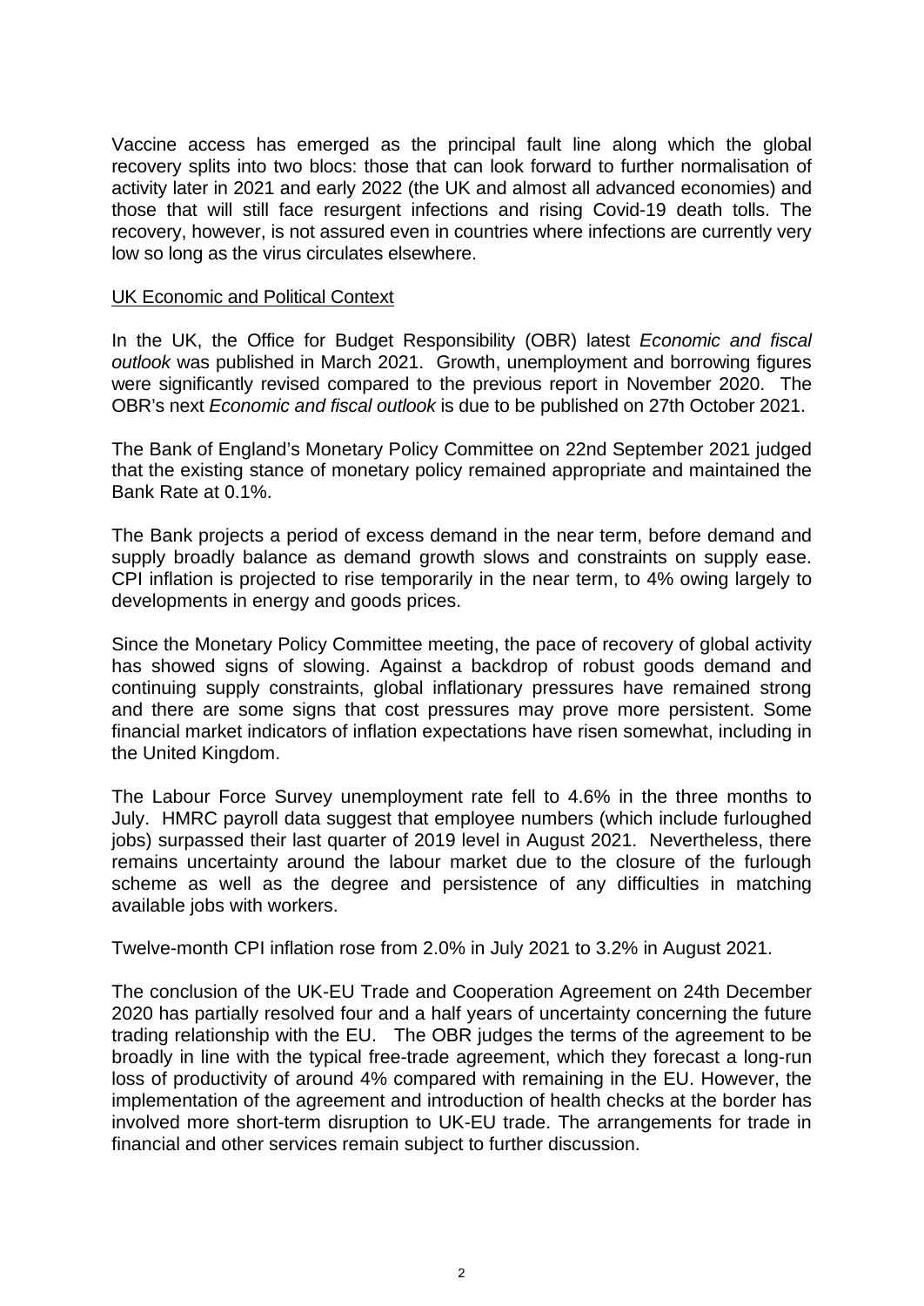Vaccine access has emerged as the principal fault line along which the global recovery splits into two blocs: those that can look forward to further normalisation of activity later in 2021 and early 2022 (the UK and almost all advanced economies) and those that will still face resurgent infections and rising Covid-19 death tolls. The recovery, however, is not assured even in countries where infections are currently very low so long as the virus circulates elsewhere.

## UK Economic and Political Context

In the UK, the Office for Budget Responsibility (OBR) latest *Economic and fiscal outlook* was published in March 2021. Growth, unemployment and borrowing figures were significantly revised compared to the previous report in November 2020. The OBR's next *Economic and fiscal outlook* is due to be published on 27th October 2021.

The Bank of England's Monetary Policy Committee on 22nd September 2021 judged that the existing stance of monetary policy remained appropriate and maintained the Bank Rate at 0.1%.

The Bank projects a period of excess demand in the near term, before demand and supply broadly balance as demand growth slows and constraints on supply ease. CPI inflation is projected to rise temporarily in the near term, to 4% owing largely to developments in energy and goods prices.

Since the Monetary Policy Committee meeting, the pace of recovery of global activity has showed signs of slowing. Against a backdrop of robust goods demand and continuing supply constraints, global inflationary pressures have remained strong and there are some signs that cost pressures may prove more persistent. Some financial market indicators of inflation expectations have risen somewhat, including in the United Kingdom.

The Labour Force Survey unemployment rate fell to 4.6% in the three months to July. HMRC payroll data suggest that employee numbers (which include furloughed jobs) surpassed their last quarter of 2019 level in August 2021. Nevertheless, there remains uncertainty around the labour market due to the closure of the furlough scheme as well as the degree and persistence of any difficulties in matching available jobs with workers.

Twelve-month CPI inflation rose from 2.0% in July 2021 to 3.2% in August 2021.

The conclusion of the UK-EU Trade and Cooperation Agreement on 24th December 2020 has partially resolved four and a half years of uncertainty concerning the future trading relationship with the EU. The OBR judges the terms of the agreement to be broadly in line with the typical free-trade agreement, which they forecast a long-run loss of productivity of around 4% compared with remaining in the EU. However, the implementation of the agreement and introduction of health checks at the border has involved more short-term disruption to UK-EU trade. The arrangements for trade in financial and other services remain subject to further discussion.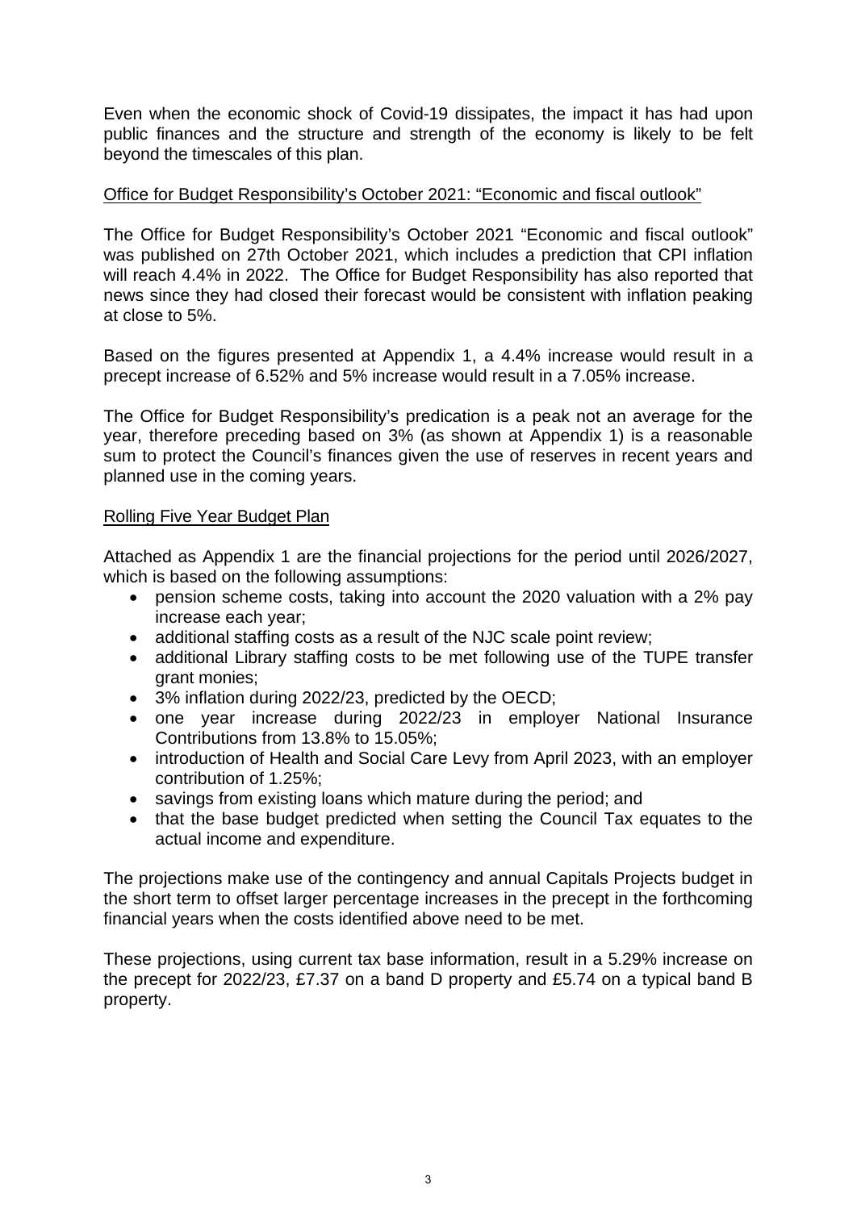Even when the economic shock of Covid-19 dissipates, the impact it has had upon public finances and the structure and strength of the economy is likely to be felt beyond the timescales of this plan.

<u>Office for Budget Responsibility's October 2021: "Economic and fiscal outlook"</u>

The Office for Budget Responsibility's October 2021 "Economic and fiscal outlook" was published on 27th October 2021, which includes a prediction that CPI inflation will reach 4.4% in 2022. The Office for Budget Responsibility has also reported that news since they had closed their forecast would be consistent with inflation peaking at close to 5%.

Based on the figures presented at Appendix 1, a 4.4% increase would result in a precept increase of 6.52% and 5% increase would result in a 7.05% increase.

The Office for Budget Responsibility's predication is a peak not an average for the year, therefore preceding based on 3% (as shown at Appendix 1) is a reasonable sum to protect the Council's finances given the use of reserves in recent years and planned use in the coming years.

<u>Rolling Five Year Budget Plan</u>

Attached as Appendix 1 are the financial projections for the period until 2026/2027, which is based on the following assumptions:

- pension scheme costs, taking into account the 2020 valuation with a 2% pay increase each year;
- additional staffing costs as a result of the NJC scale point review;
- additional Library staffing costs to be met following use of the TUPE transfer grant monies;
- 3% inflation during 2022/23, predicted by the OECD;
- one year increase during 2022/23 in employer National Insurance Contributions from 13.8% to 15.05%;
- introduction of Health and Social Care Levy from April 2023, with an employer contribution of 1.25%;
- savings from existing loans which mature during the period; and
- that the base budget predicted when setting the Council Tax equates to the actual income and expenditure.

The projections make use of the contingency and annual Capitals Projects budget in the short term to offset larger percentage increases in the precept in the forthcoming financial years when the costs identified above need to be met.

These projections, using current tax base information, result in a 5.29% increase on the precept for 2022/23, £7.37 on a band D property and £5.74 on a typical band B property.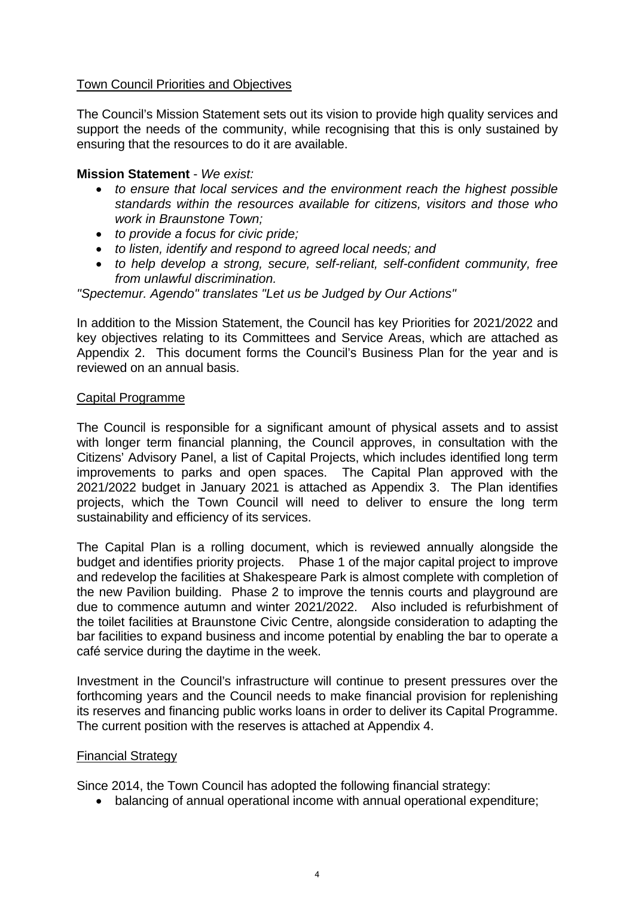## Town Council Priorities and Objectives

The Council's Mission Statement sets out its vision to provide high quality services and support the needs of the community, while recognising that this is only sustained by ensuring that the resources to do it are available.

**Mission Statement** - *We exist:*

- *to ensure that local services and the environment reach the highest possible standards within the resources available for citizens, visitors and those who work in Braunstone Town;*
- *to provide a focus for civic pride;*
- *to listen, identify and respond to agreed local needs; and*
- *to help develop a strong, secure, self-reliant, self-confident community, free from unlawful discrimination.*

*"Spectemur. Agendo" translates "Let us be Judged by Our Actions"*

In addition to the Mission Statement, the Council has key Priorities for 2021/2022 and key objectives relating to its Committees and Service Areas, which are attached as Appendix 2. This document forms the Council's Business Plan for the year and is reviewed on an annual basis.

## Capital Programme

The Council is responsible for a significant amount of physical assets and to assist with longer term financial planning, the Council approves, in consultation with the Citizens' Advisory Panel, a list of Capital Projects, which includes identified long term improvements to parks and open spaces. The Capital Plan approved with the 2021/2022 budget in January 2021 is attached as Appendix 3. The Plan identifies projects, which the Town Council will need to deliver to ensure the long term sustainability and efficiency of its services.

The Capital Plan is a rolling document, which is reviewed annually alongside the budget and identifies priority projects. Phase 1 of the major capital project to improve and redevelop the facilities at Shakespeare Park is almost complete with completion of the new Pavilion building. Phase 2 to improve the tennis courts and playground are due to commence autumn and winter 2021/2022. Also included is refurbishment of the toilet facilities at Braunstone Civic Centre, alongside consideration to adapting the bar facilities to expand business and income potential by enabling the bar to operate a café service during the daytime in the week.

Investment in the Council's infrastructure will continue to present pressures over the forthcoming years and the Council needs to make financial provision for replenishing its reserves and financing public works loans in order to deliver its Capital Programme. The current position with the reserves is attached at Appendix 4.

## Financial Strategy

Since 2014, the Town Council has adopted the following financial strategy:

- balancing of annual operational income with annual operational expenditure;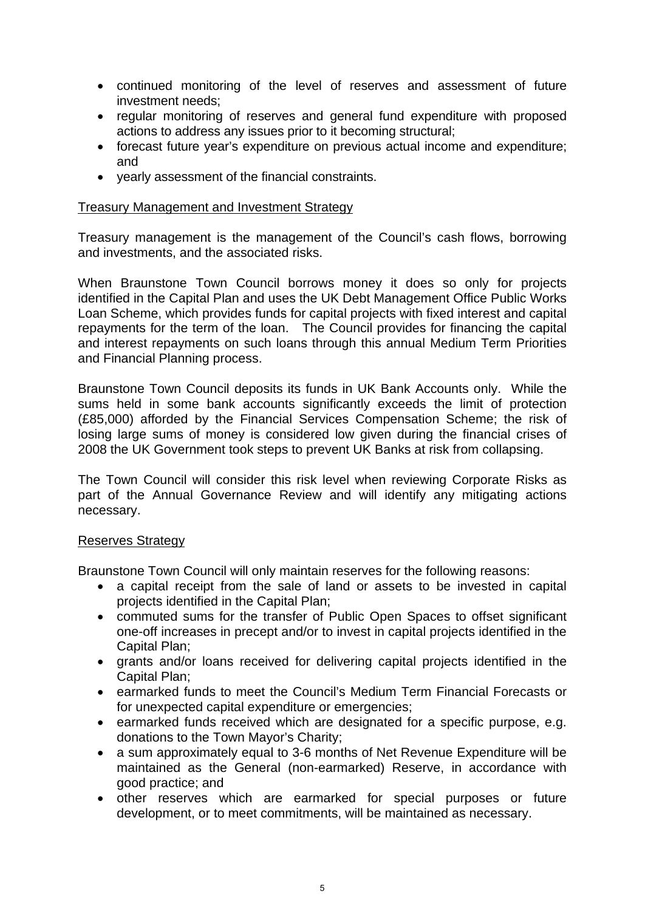- continued monitoring of the level of reserves and assessment of future investment needs;
- regular monitoring of reserves and general fund expenditure with proposed actions to address any issues prior to it becoming structural;
- forecast future year's expenditure on previous actual income and expenditure; and
- yearly assessment of the financial constraints.

## Treasury Management and Investment Strategy

Treasury management is the management of the Council's cash flows, borrowing and investments, and the associated risks.

When Braunstone Town Council borrows money it does so only for projects identified in the Capital Plan and uses the UK Debt Management Office Public Works Loan Scheme, which provides funds for capital projects with fixed interest and capital repayments for the term of the loan. The Council provides for financing the capital and interest repayments on such loans through this annual Medium Term Priorities and Financial Planning process.

Braunstone Town Council deposits its funds in UK Bank Accounts only. While the sums held in some bank accounts significantly exceeds the limit of protection (£85,000) afforded by the Financial Services Compensation Scheme; the risk of losing large sums of money is considered low given during the financial crises of 2008 the UK Government took steps to prevent UK Banks at risk from collapsing.

The Town Council will consider this risk level when reviewing Corporate Risks as part of the Annual Governance Review and will identify any mitigating actions necessary.

## Reserves Strategy

Braunstone Town Council will only maintain reserves for the following reasons:

- a capital receipt from the sale of land or assets to be invested in capital projects identified in the Capital Plan;
- commuted sums for the transfer of Public Open Spaces to offset significant one-off increases in precept and/or to invest in capital projects identified in the Capital Plan;
- grants and/or loans received for delivering capital projects identified in the Capital Plan;
- earmarked funds to meet the Council's Medium Term Financial Forecasts or for unexpected capital expenditure or emergencies;
- earmarked funds received which are designated for a specific purpose, e.g. donations to the Town Mayor's Charity;
- a sum approximately equal to 3-6 months of Net Revenue Expenditure will be maintained as the General (non-earmarked) Reserve, in accordance with good practice; and
- other reserves which are earmarked for special purposes or future development, or to meet commitments, will be maintained as necessary.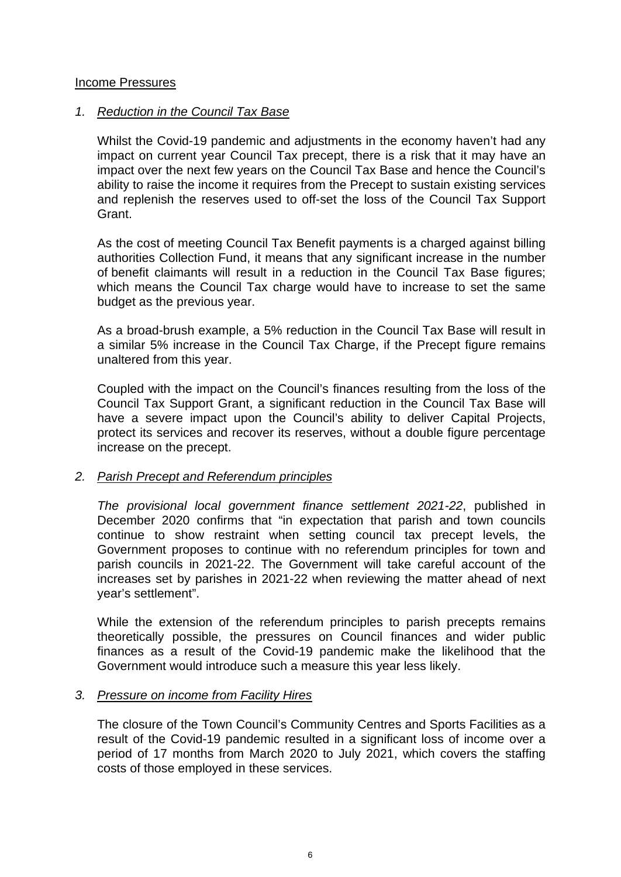## Income Pressures

### 1. *Reduction in the Council Tax Base*

Whilst the Covid-19 pandemic and adjustments in the economy haven't had any impact on current year Council Tax precept, there is a risk that it may have an impact over the next few years on the Council Tax Base and hence the Council's ability to raise the income it requires from the Precept to sustain existing services and replenish the reserves used to off-set the loss of the Council Tax Support Grant.

As the cost of meeting Council Tax Benefit payments is a charged against billing authorities Collection Fund, it means that any significant increase in the number of benefit claimants will result in a reduction in the Council Tax Base figures; which means the Council Tax charge would have to increase to set the same budget as the previous year.

As a broad-brush example, a 5% reduction in the Council Tax Base will result in a similar 5% increase in the Council Tax Charge, if the Precept figure remains unaltered from this year.

Coupled with the impact on the Council's finances resulting from the loss of the Council Tax Support Grant, a significant reduction in the Council Tax Base will have a severe impact upon the Council's ability to deliver Capital Projects, protect its services and recover its reserves, without a double figure percentage increase on the precept.

### 2. *Parish Precept and Referendum principles*

*The provisional local government finance settlement 2021-22*, published in December 2020 confirms that "in expectation that parish and town councils continue to show restraint when setting council tax precept levels, the Government proposes to continue with no referendum principles for town and parish councils in 2021-22. The Government will take careful account of the increases set by parishes in 2021-22 when reviewing the matter ahead of next year's settlement".

While the extension of the referendum principles to parish precepts remains theoretically possible, the pressures on Council finances and wider public finances as a result of the Covid-19 pandemic make the likelihood that the Government would introduce such a measure this year less likely.

### 3. *Pressure on income from Facility Hires*

The closure of the Town Council's Community Centres and Sports Facilities as a result of the Covid-19 pandemic resulted in a significant loss of income over a period of 17 months from March 2020 to July 2021, which covers the staffing costs of those employed in these services.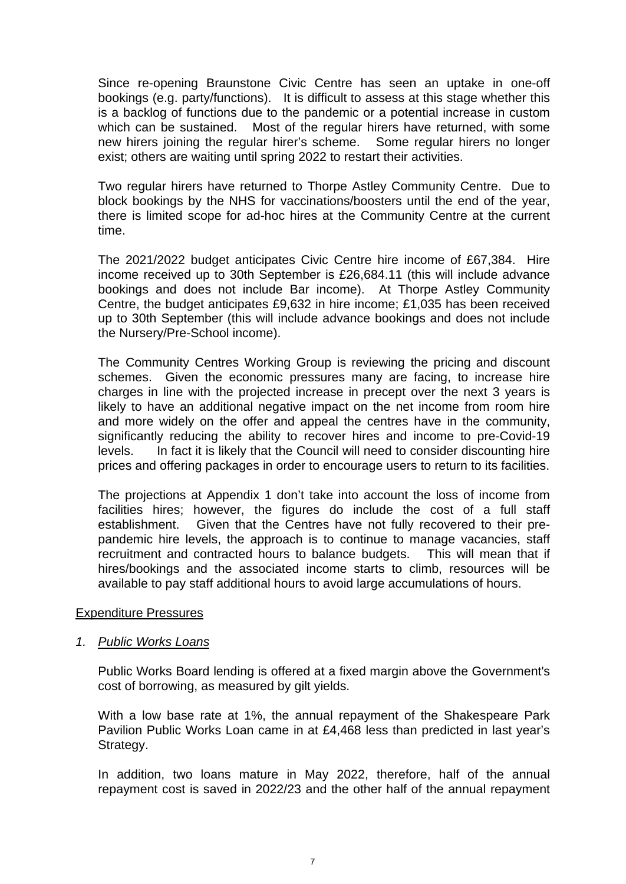Since re-opening Braunstone Civic Centre has seen an uptake in one-off bookings (e.g. party/functions). It is difficult to assess at this stage whether this is a backlog of functions due to the pandemic or a potential increase in custom which can be sustained. Most of the regular hirers have returned, with some new hirers joining the regular hirer's scheme. Some regular hirers no longer exist; others are waiting until spring 2022 to restart their activities.

Two regular hirers have returned to Thorpe Astley Community Centre. Due to block bookings by the NHS for vaccinations/boosters until the end of the year, there is limited scope for ad-hoc hires at the Community Centre at the current time.

The 2021/2022 budget anticipates Civic Centre hire income of £67,384. Hire income received up to 30th September is £26,684.11 (this will include advance bookings and does not include Bar income). At Thorpe Astley Community Centre, the budget anticipates £9,632 in hire income; £1,035 has been received up to 30th September (this will include advance bookings and does not include the Nursery/Pre-School income).

The Community Centres Working Group is reviewing the pricing and discount schemes. Given the economic pressures many are facing, to increase hire charges in line with the projected increase in precept over the next 3 years is likely to have an additional negative impact on the net income from room hire and more widely on the offer and appeal the centres have in the community, significantly reducing the ability to recover hires and income to pre-Covid-19 levels. In fact it is likely that the Council will need to consider discounting hire prices and offering packages in order to encourage users to return to its facilities.

The projections at Appendix 1 don't take into account the loss of income from facilities hires; however, the figures do include the cost of a full staff establishment. Given that the Centres have not fully recovered to their pre-pandemic hire levels, the approach is to continue to manage vacancies, staff recruitment and contracted hours to balance budgets. This will mean that if hires/bookings and the associated income starts to climb, resources will be available to pay staff additional hours to avoid large accumulations of hours.

<u>Expenditure Pressures</u>

1. *<u>Public Works Loans</u>*

Public Works Board lending is offered at a fixed margin above the Government's cost of borrowing, as measured by gilt yields.

With a low base rate at 1%, the annual repayment of the Shakespeare Park Pavilion Public Works Loan came in at £4,468 less than predicted in last year's Strategy.

In addition, two loans mature in May 2022, therefore, half of the annual repayment cost is saved in 2022/23 and the other half of the annual repayment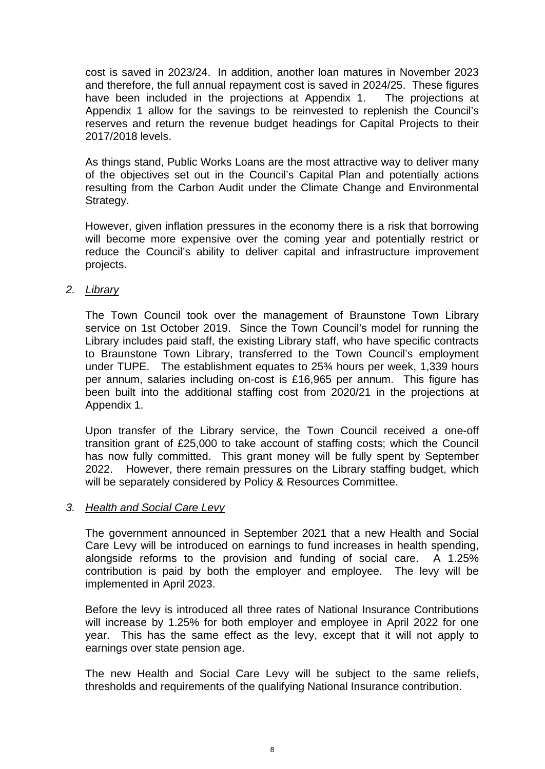cost is saved in 2023/24. In addition, another loan matures in November 2023 and therefore, the full annual repayment cost is saved in 2024/25. These figures have been included in the projections at Appendix 1. The projections at Appendix 1 allow for the savings to be reinvested to replenish the Council's reserves and return the revenue budget headings for Capital Projects to their 2017/2018 levels.

As things stand, Public Works Loans are the most attractive way to deliver many of the objectives set out in the Council's Capital Plan and potentially actions resulting from the Carbon Audit under the Climate Change and Environmental Strategy.

However, given inflation pressures in the economy there is a risk that borrowing will become more expensive over the coming year and potentially restrict or reduce the Council's ability to deliver capital and infrastructure improvement projects.

2. *Library*

The Town Council took over the management of Braunstone Town Library service on 1st October 2019. Since the Town Council's model for running the Library includes paid staff, the existing Library staff, who have specific contracts to Braunstone Town Library, transferred to the Town Council's employment under TUPE. The establishment equates to 25¾ hours per week, 1,339 hours per annum, salaries including on-cost is £16,965 per annum. This figure has been built into the additional staffing cost from 2020/21 in the projections at Appendix 1.

Upon transfer of the Library service, the Town Council received a one-off transition grant of £25,000 to take account of staffing costs; which the Council has now fully committed. This grant money will be fully spent by September 2022. However, there remain pressures on the Library staffing budget, which will be separately considered by Policy & Resources Committee.

3. *Health and Social Care Levy*

The government announced in September 2021 that a new Health and Social Care Levy will be introduced on earnings to fund increases in health spending, alongside reforms to the provision and funding of social care. A 1.25% contribution is paid by both the employer and employee. The levy will be implemented in April 2023.

Before the levy is introduced all three rates of National Insurance Contributions will increase by 1.25% for both employer and employee in April 2022 for one year. This has the same effect as the levy, except that it will not apply to earnings over state pension age.

The new Health and Social Care Levy will be subject to the same reliefs, thresholds and requirements of the qualifying National Insurance contribution.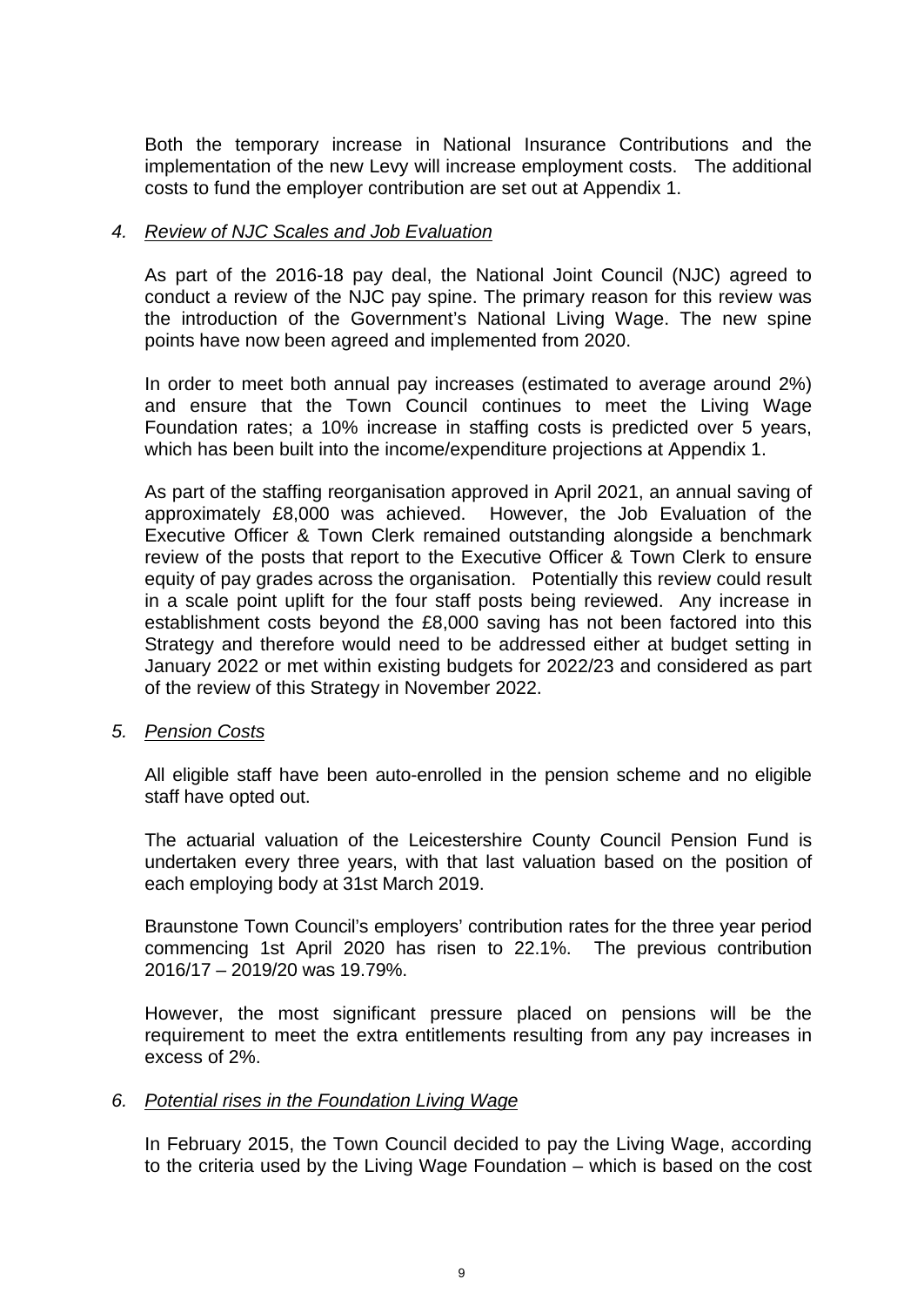Both the temporary increase in National Insurance Contributions and the implementation of the new Levy will increase employment costs. The additional costs to fund the employer contribution are set out at Appendix 1.

4. *Review of NJC Scales and Job Evaluation*

As part of the 2016-18 pay deal, the National Joint Council (NJC) agreed to conduct a review of the NJC pay spine. The primary reason for this review was the introduction of the Government's National Living Wage. The new spine points have now been agreed and implemented from 2020.

In order to meet both annual pay increases (estimated to average around 2%) and ensure that the Town Council continues to meet the Living Wage Foundation rates; a 10% increase in staffing costs is predicted over 5 years, which has been built into the income/expenditure projections at Appendix 1.

As part of the staffing reorganisation approved in April 2021, an annual saving of approximately £8,000 was achieved. However, the Job Evaluation of the Executive Officer & Town Clerk remained outstanding alongside a benchmark review of the posts that report to the Executive Officer & Town Clerk to ensure equity of pay grades across the organisation. Potentially this review could result in a scale point uplift for the four staff posts being reviewed. Any increase in establishment costs beyond the £8,000 saving has not been factored into this Strategy and therefore would need to be addressed either at budget setting in January 2022 or met within existing budgets for 2022/23 and considered as part of the review of this Strategy in November 2022.

5. *Pension Costs*

All eligible staff have been auto-enrolled in the pension scheme and no eligible staff have opted out.

The actuarial valuation of the Leicestershire County Council Pension Fund is undertaken every three years, with that last valuation based on the position of each employing body at 31st March 2019.

Braunstone Town Council's employers' contribution rates for the three year period commencing 1st April 2020 has risen to 22.1%. The previous contribution 2016/17 – 2019/20 was 19.79%.

However, the most significant pressure placed on pensions will be the requirement to meet the extra entitlements resulting from any pay increases in excess of 2%.

6. *Potential rises in the Foundation Living Wage*

In February 2015, the Town Council decided to pay the Living Wage, according to the criteria used by the Living Wage Foundation – which is based on the cost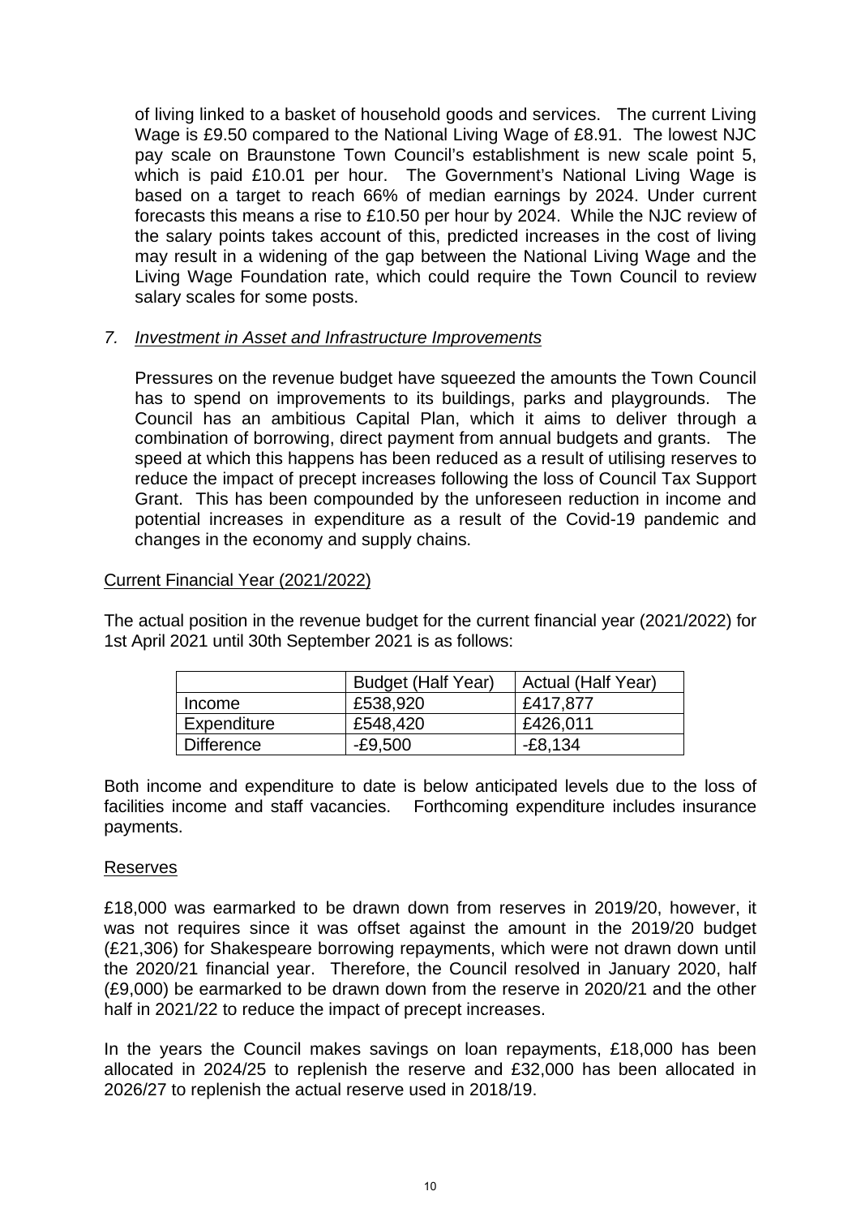of living linked to a basket of household goods and services. The current Living Wage is £9.50 compared to the National Living Wage of £8.91. The lowest NJC pay scale on Braunstone Town Council's establishment is new scale point 5, which is paid £10.01 per hour. The Government's National Living Wage is based on a target to reach 66% of median earnings by 2024. Under current forecasts this means a rise to £10.50 per hour by 2024. While the NJC review of the salary points takes account of this, predicted increases in the cost of living may result in a widening of the gap between the National Living Wage and the Living Wage Foundation rate, which could require the Town Council to review salary scales for some posts.

7. *Investment in Asset and Infrastructure Improvements*

Pressures on the revenue budget have squeezed the amounts the Town Council has to spend on improvements to its buildings, parks and playgrounds. The Council has an ambitious Capital Plan, which it aims to deliver through a combination of borrowing, direct payment from annual budgets and grants. The speed at which this happens has been reduced as a result of utilising reserves to reduce the impact of precept increases following the loss of Council Tax Support Grant. This has been compounded by the unforeseen reduction in income and potential increases in expenditure as a result of the Covid-19 pandemic and changes in the economy and supply chains.

Current Financial Year (2021/2022)

The actual position in the revenue budget for the current financial year (2021/2022) for 1st April 2021 until 30th September 2021 is as follows:

| | Budget (Half Year) | Actual (Half Year) |
|---|---|---|
| Income | £538,920 | £417,877 |
| Expenditure | £548,420 | £426,011 |
| Difference | -£9,500 | -£8,134 |

Both income and expenditure to date is below anticipated levels due to the loss of facilities income and staff vacancies. Forthcoming expenditure includes insurance payments.

Reserves

£18,000 was earmarked to be drawn down from reserves in 2019/20, however, it was not requires since it was offset against the amount in the 2019/20 budget (£21,306) for Shakespeare borrowing repayments, which were not drawn down until the 2020/21 financial year. Therefore, the Council resolved in January 2020, half (£9,000) be earmarked to be drawn down from the reserve in 2020/21 and the other half in 2021/22 to reduce the impact of precept increases.

In the years the Council makes savings on loan repayments, £18,000 has been allocated in 2024/25 to replenish the reserve and £32,000 has been allocated in 2026/27 to replenish the actual reserve used in 2018/19.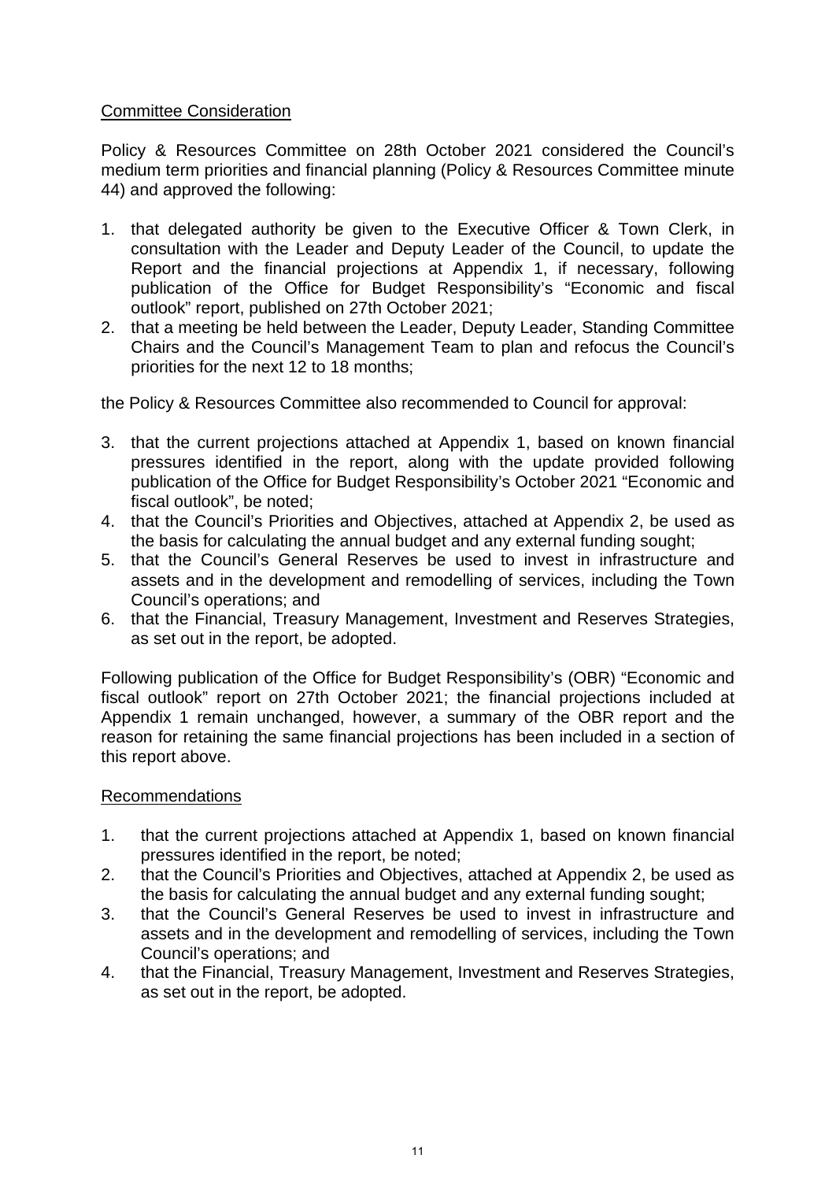<u>Committee Consideration</u>

Policy & Resources Committee on 28th October 2021 considered the Council's medium term priorities and financial planning (Policy & Resources Committee minute 44) and approved the following:

1. that delegated authority be given to the Executive Officer & Town Clerk, in consultation with the Leader and Deputy Leader of the Council, to update the Report and the financial projections at Appendix 1, if necessary, following publication of the Office for Budget Responsibility's "Economic and fiscal outlook" report, published on 27th October 2021;
2. that a meeting be held between the Leader, Deputy Leader, Standing Committee Chairs and the Council's Management Team to plan and refocus the Council's priorities for the next 12 to 18 months;

the Policy & Resources Committee also recommended to Council for approval:

3. that the current projections attached at Appendix 1, based on known financial pressures identified in the report, along with the update provided following publication of the Office for Budget Responsibility's October 2021 "Economic and fiscal outlook", be noted;
4. that the Council's Priorities and Objectives, attached at Appendix 2, be used as the basis for calculating the annual budget and any external funding sought;
5. that the Council's General Reserves be used to invest in infrastructure and assets and in the development and remodelling of services, including the Town Council's operations; and
6. that the Financial, Treasury Management, Investment and Reserves Strategies, as set out in the report, be adopted.

Following publication of the Office for Budget Responsibility's (OBR) "Economic and fiscal outlook" report on 27th October 2021; the financial projections included at Appendix 1 remain unchanged, however, a summary of the OBR report and the reason for retaining the same financial projections has been included in a section of this report above.

<u>Recommendations</u>

1. that the current projections attached at Appendix 1, based on known financial pressures identified in the report, be noted;
2. that the Council's Priorities and Objectives, attached at Appendix 2, be used as the basis for calculating the annual budget and any external funding sought;
3. that the Council's General Reserves be used to invest in infrastructure and assets and in the development and remodelling of services, including the Town Council's operations; and
4. that the Financial, Treasury Management, Investment and Reserves Strategies, as set out in the report, be adopted.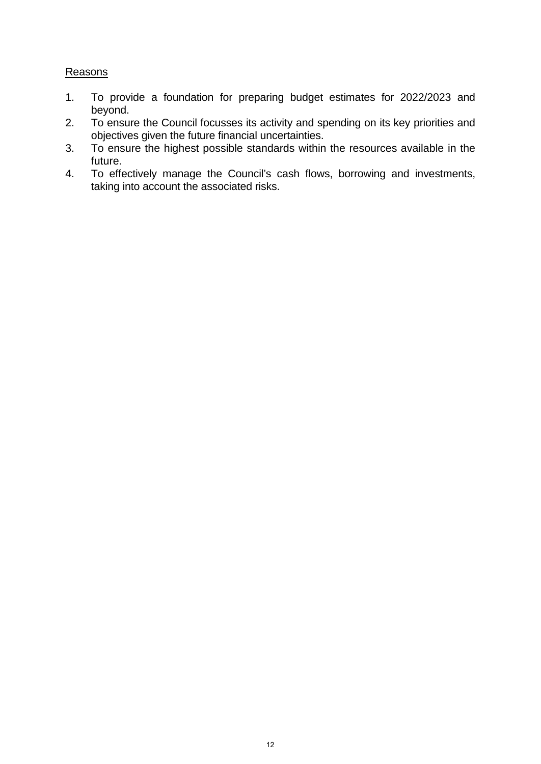<u>Reasons</u>

1. To provide a foundation for preparing budget estimates for 2022/2023 and beyond.
2. To ensure the Council focusses its activity and spending on its key priorities and objectives given the future financial uncertainties.
3. To ensure the highest possible standards within the resources available in the future.
4. To effectively manage the Council's cash flows, borrowing and investments, taking into account the associated risks.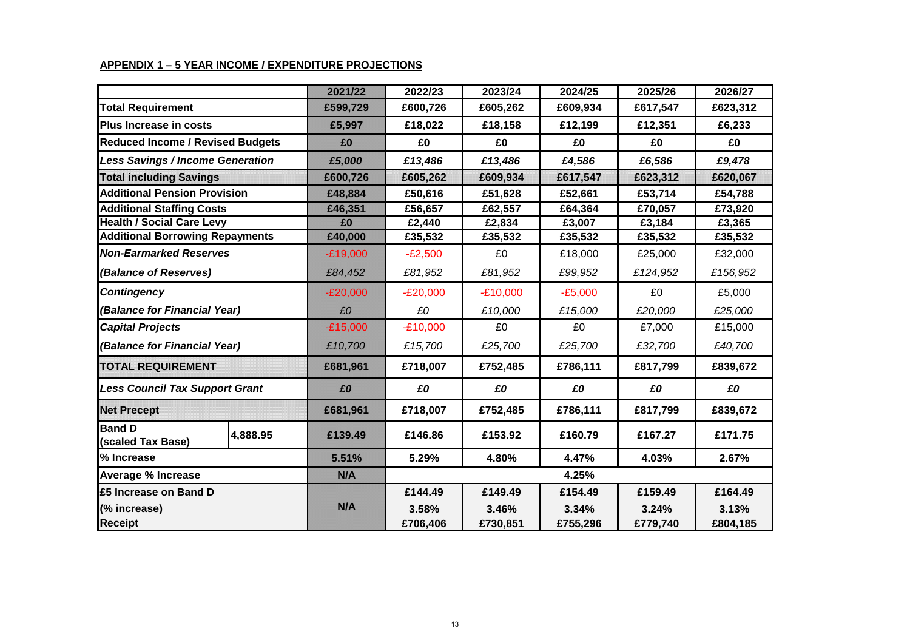**APPENDIX 1 – 5 YEAR INCOME / EXPENDITURE PROJECTIONS**

| | | 2021/22 | 2022/23 | 2023/24 | 2024/25 | 2025/26 | 2026/27 |
|---|---|---|---|---|---|---|---|
| **Total Requirement** | | **£599,729** | **£600,726** | **£605,262** | **£609,934** | **£617,547** | **£623,312** |
| **Plus Increase in costs** | | **£5,997** | **£18,022** | **£18,158** | **£12,199** | **£12,351** | **£6,233** |
| **Reduced Income / Revised Budgets** | | **£0** | **£0** | **£0** | **£0** | **£0** | **£0** |
| ***Less Savings / Income Generation*** | | ***£5,000*** | ***£13,486*** | ***£13,486*** | ***£4,586*** | ***£6,586*** | ***£9,478*** |
| **Total including Savings** | | **£600,726** | **£605,262** | **£609,934** | **£617,547** | **£623,312** | **£620,067** |
| **Additional Pension Provision** | | **£48,884** | **£50,616** | **£51,628** | **£52,661** | **£53,714** | **£54,788** |
| **Additional Staffing Costs** | | **£46,351** | **£56,657** | **£62,557** | **£64,364** | **£70,057** | **£73,920** |
| **Health / Social Care Levy** | | **£0** | **£2,440** | **£2,834** | **£3,007** | **£3,184** | **£3,365** |
| **Additional Borrowing Repayments** | | **£40,000** | **£35,532** | **£35,532** | **£35,532** | **£35,532** | **£35,532** |
| ***Non-Earmarked Reserves*** | | -£19,000 | -£2,500 | £0 | £18,000 | £25,000 | £32,000 |
| ***(Balance of Reserves)*** | | *£84,452* | *£81,952* | *£81,952* | *£99,952* | *£124,952* | *£156,952* |
| ***Contingency*** | | -£20,000 | -£20,000 | -£10,000 | -£5,000 | £0 | £5,000 |
| ***(Balance for Financial Year)*** | | *£0* | *£0* | *£10,000* | *£15,000* | *£20,000* | *£25,000* |
| ***Capital Projects*** | | -£15,000 | -£10,000 | £0 | £0 | £7,000 | £15,000 |
| ***(Balance for Financial Year)*** | | *£10,700* | *£15,700* | *£25,700* | *£25,700* | *£32,700* | *£40,700* |
| **TOTAL REQUIREMENT** | | **£681,961** | **£718,007** | **£752,485** | **£786,111** | **£817,799** | **£839,672** |
| ***Less Council Tax Support Grant*** | | ***£0*** | ***£0*** | ***£0*** | ***£0*** | ***£0*** | ***£0*** |
| **Net Precept** | | **£681,961** | **£718,007** | **£752,485** | **£786,111** | **£817,799** | **£839,672** |
| **Band D (scaled Tax Base)** | **4,888.95** | **£139.49** | **£146.86** | **£153.92** | **£160.79** | **£167.27** | **£171.75** |
| **% Increase** | | **5.51%** | **5.29%** | **4.80%** | **4.47%** | **4.03%** | **2.67%** |
| **Average % Increase** | | **N/A** | | | **4.25%** | | |
| **£5 Increase on Band D** | | | **£144.49** | **£149.49** | **£154.49** | **£159.49** | **£164.49** |
| **(% increase)** | | **N/A** | **3.58%** | **3.46%** | **3.34%** | **3.24%** | **3.13%** |
| **Receipt** | | | **£706,406** | **£730,851** | **£755,296** | **£779,740** | **£804,185** |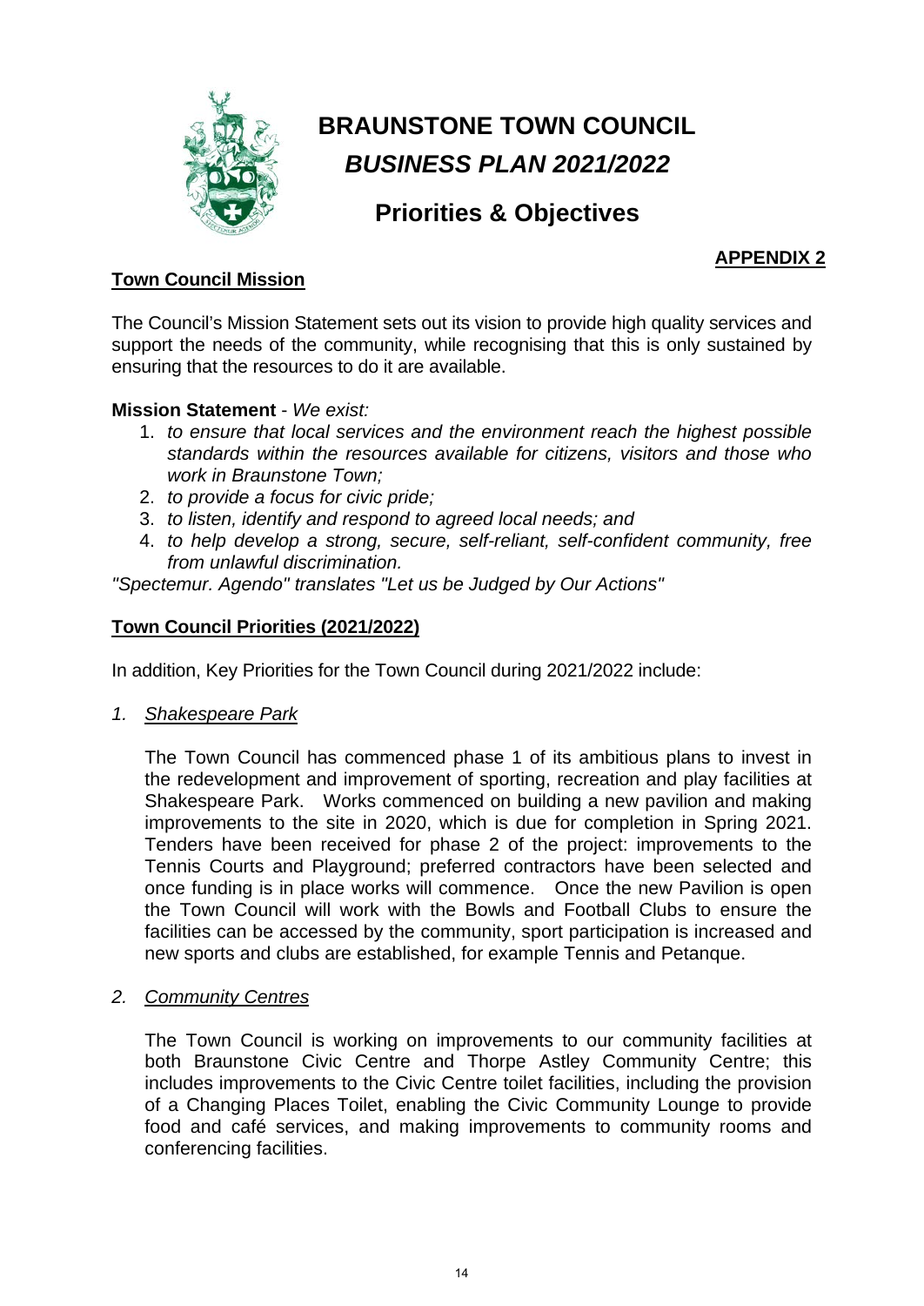# BRAUNSTONE TOWN COUNCIL

## *BUSINESS PLAN 2021/2022*

## Priorities & Objectives

**APPENDIX 2**

### Town Council Mission

The Council's Mission Statement sets out its vision to provide high quality services and support the needs of the community, while recognising that this is only sustained by ensuring that the resources to do it are available.

**Mission Statement** - *We exist:*

1. *to ensure that local services and the environment reach the highest possible standards within the resources available for citizens, visitors and those who work in Braunstone Town;*
2. *to provide a focus for civic pride;*
3. *to listen, identify and respond to agreed local needs; and*
4. *to help develop a strong, secure, self-reliant, self-confident community, free from unlawful discrimination.*

*"Spectemur. Agendo" translates "Let us be Judged by Our Actions"*

### Town Council Priorities (2021/2022)

In addition, Key Priorities for the Town Council during 2021/2022 include:

*1. Shakespeare Park*

The Town Council has commenced phase 1 of its ambitious plans to invest in the redevelopment and improvement of sporting, recreation and play facilities at Shakespeare Park. Works commenced on building a new pavilion and making improvements to the site in 2020, which is due for completion in Spring 2021. Tenders have been received for phase 2 of the project: improvements to the Tennis Courts and Playground; preferred contractors have been selected and once funding is in place works will commence. Once the new Pavilion is open the Town Council will work with the Bowls and Football Clubs to ensure the facilities can be accessed by the community, sport participation is increased and new sports and clubs are established, for example Tennis and Petanque.

*2. Community Centres*

The Town Council is working on improvements to our community facilities at both Braunstone Civic Centre and Thorpe Astley Community Centre; this includes improvements to the Civic Centre toilet facilities, including the provision of a Changing Places Toilet, enabling the Civic Community Lounge to provide food and café services, and making improvements to community rooms and conferencing facilities.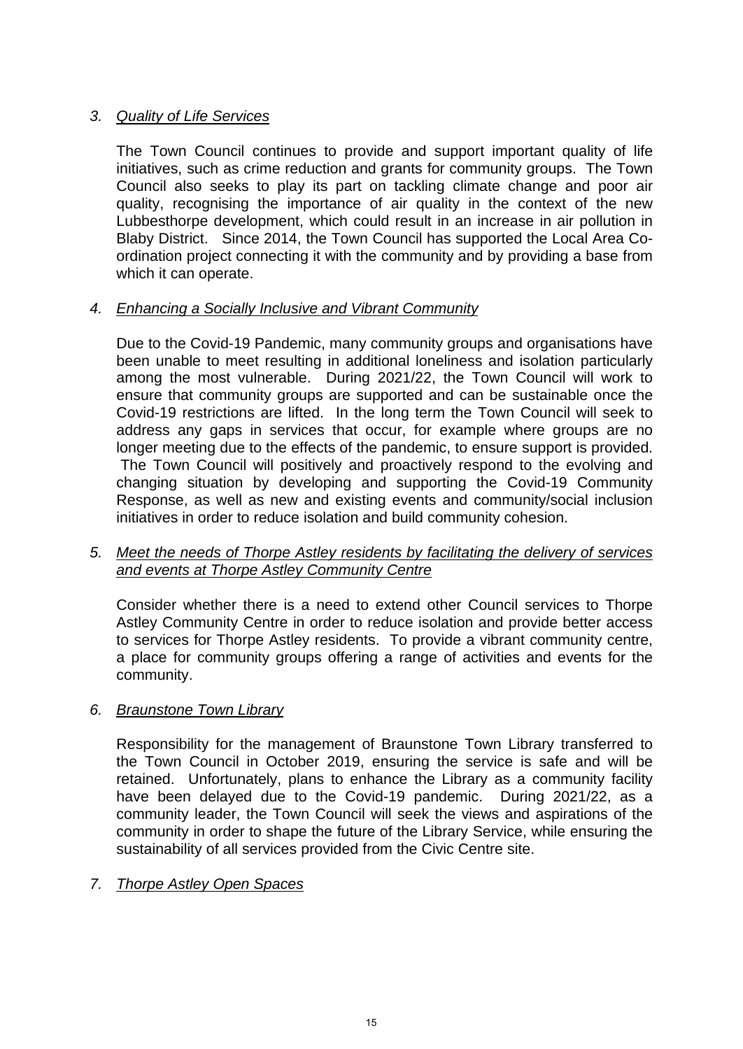3. *Quality of Life Services*

   The Town Council continues to provide and support important quality of life initiatives, such as crime reduction and grants for community groups. The Town Council also seeks to play its part on tackling climate change and poor air quality, recognising the importance of air quality in the context of the new Lubbesthorpe development, which could result in an increase in air pollution in Blaby District. Since 2014, the Town Council has supported the Local Area Co-ordination project connecting it with the community and by providing a base from which it can operate.

4. *Enhancing a Socially Inclusive and Vibrant Community*

   Due to the Covid-19 Pandemic, many community groups and organisations have been unable to meet resulting in additional loneliness and isolation particularly among the most vulnerable. During 2021/22, the Town Council will work to ensure that community groups are supported and can be sustainable once the Covid-19 restrictions are lifted. In the long term the Town Council will seek to address any gaps in services that occur, for example where groups are no longer meeting due to the effects of the pandemic, to ensure support is provided. The Town Council will positively and proactively respond to the evolving and changing situation by developing and supporting the Covid-19 Community Response, as well as new and existing events and community/social inclusion initiatives in order to reduce isolation and build community cohesion.

5. *Meet the needs of Thorpe Astley residents by facilitating the delivery of services and events at Thorpe Astley Community Centre*

   Consider whether there is a need to extend other Council services to Thorpe Astley Community Centre in order to reduce isolation and provide better access to services for Thorpe Astley residents. To provide a vibrant community centre, a place for community groups offering a range of activities and events for the community.

6. *Braunstone Town Library*

   Responsibility for the management of Braunstone Town Library transferred to the Town Council in October 2019, ensuring the service is safe and will be retained. Unfortunately, plans to enhance the Library as a community facility have been delayed due to the Covid-19 pandemic. During 2021/22, as a community leader, the Town Council will seek the views and aspirations of the community in order to shape the future of the Library Service, while ensuring the sustainability of all services provided from the Civic Centre site.

7. *Thorpe Astley Open Spaces*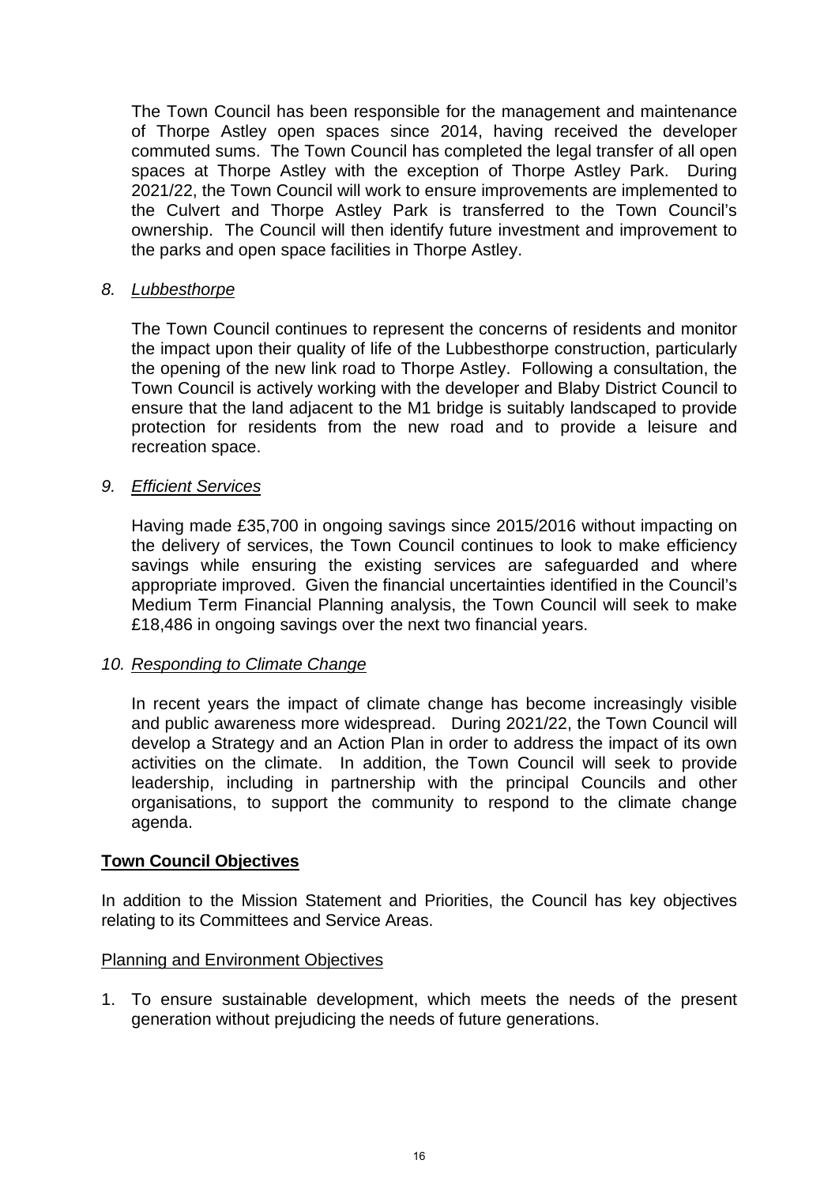The Town Council has been responsible for the management and maintenance of Thorpe Astley open spaces since 2014, having received the developer commuted sums. The Town Council has completed the legal transfer of all open spaces at Thorpe Astley with the exception of Thorpe Astley Park. During 2021/22, the Town Council will work to ensure improvements are implemented to the Culvert and Thorpe Astley Park is transferred to the Town Council's ownership. The Council will then identify future investment and improvement to the parks and open space facilities in Thorpe Astley.

8. *Lubbesthorpe*

The Town Council continues to represent the concerns of residents and monitor the impact upon their quality of life of the Lubbesthorpe construction, particularly the opening of the new link road to Thorpe Astley. Following a consultation, the Town Council is actively working with the developer and Blaby District Council to ensure that the land adjacent to the M1 bridge is suitably landscaped to provide protection for residents from the new road and to provide a leisure and recreation space.

9. *Efficient Services*

Having made £35,700 in ongoing savings since 2015/2016 without impacting on the delivery of services, the Town Council continues to look to make efficiency savings while ensuring the existing services are safeguarded and where appropriate improved. Given the financial uncertainties identified in the Council's Medium Term Financial Planning analysis, the Town Council will seek to make £18,486 in ongoing savings over the next two financial years.

10. *Responding to Climate Change*

In recent years the impact of climate change has become increasingly visible and public awareness more widespread. During 2021/22, the Town Council will develop a Strategy and an Action Plan in order to address the impact of its own activities on the climate. In addition, the Town Council will seek to provide leadership, including in partnership with the principal Councils and other organisations, to support the community to respond to the climate change agenda.

**Town Council Objectives**

In addition to the Mission Statement and Priorities, the Council has key objectives relating to its Committees and Service Areas.

Planning and Environment Objectives

1. To ensure sustainable development, which meets the needs of the present generation without prejudicing the needs of future generations.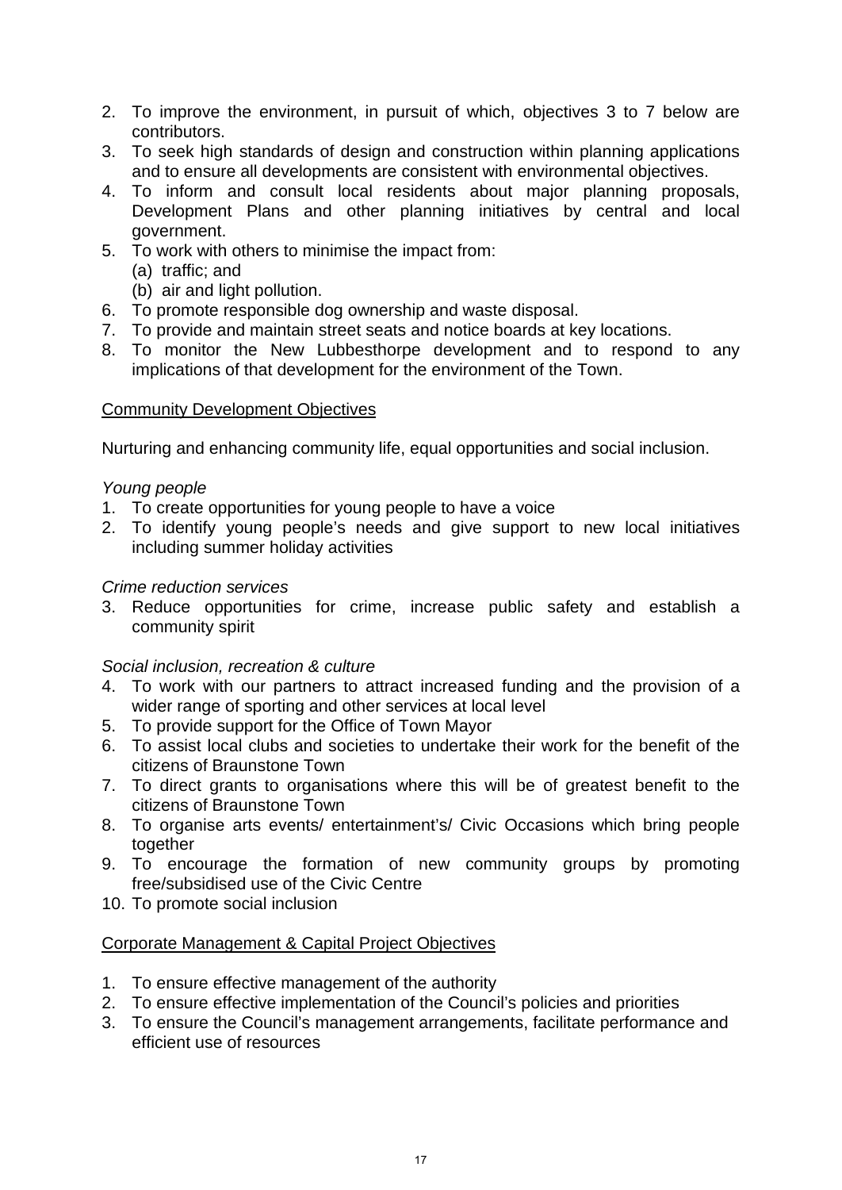2. To improve the environment, in pursuit of which, objectives 3 to 7 below are contributors.
3. To seek high standards of design and construction within planning applications and to ensure all developments are consistent with environmental objectives.
4. To inform and consult local residents about major planning proposals, Development Plans and other planning initiatives by central and local government.
5. To work with others to minimise the impact from:
   (a) traffic; and
   (b) air and light pollution.
6. To promote responsible dog ownership and waste disposal.
7. To provide and maintain street seats and notice boards at key locations.
8. To monitor the New Lubbesthorpe development and to respond to any implications of that development for the environment of the Town.

<u>Community Development Objectives</u>

Nurturing and enhancing community life, equal opportunities and social inclusion.

*Young people*

1. To create opportunities for young people to have a voice
2. To identify young people's needs and give support to new local initiatives including summer holiday activities

*Crime reduction services*

3. Reduce opportunities for crime, increase public safety and establish a community spirit

*Social inclusion, recreation & culture*

4. To work with our partners to attract increased funding and the provision of a wider range of sporting and other services at local level
5. To provide support for the Office of Town Mayor
6. To assist local clubs and societies to undertake their work for the benefit of the citizens of Braunstone Town
7. To direct grants to organisations where this will be of greatest benefit to the citizens of Braunstone Town
8. To organise arts events/ entertainment's/ Civic Occasions which bring people together
9. To encourage the formation of new community groups by promoting free/subsidised use of the Civic Centre
10. To promote social inclusion

<u>Corporate Management & Capital Project Objectives</u>

1. To ensure effective management of the authority
2. To ensure effective implementation of the Council's policies and priorities
3. To ensure the Council's management arrangements, facilitate performance and efficient use of resources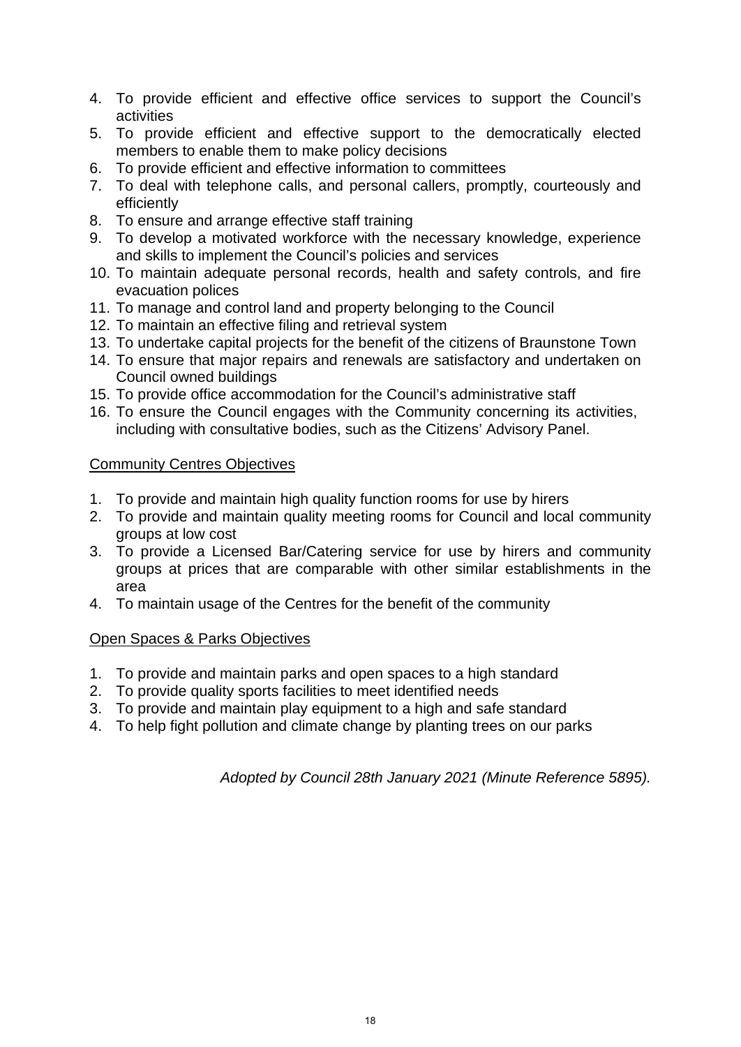4. To provide efficient and effective office services to support the Council's activities
5. To provide efficient and effective support to the democratically elected members to enable them to make policy decisions
6. To provide efficient and effective information to committees
7. To deal with telephone calls, and personal callers, promptly, courteously and efficiently
8. To ensure and arrange effective staff training
9. To develop a motivated workforce with the necessary knowledge, experience and skills to implement the Council's policies and services
10. To maintain adequate personal records, health and safety controls, and fire evacuation polices
11. To manage and control land and property belonging to the Council
12. To maintain an effective filing and retrieval system
13. To undertake capital projects for the benefit of the citizens of Braunstone Town
14. To ensure that major repairs and renewals are satisfactory and undertaken on Council owned buildings
15. To provide office accommodation for the Council's administrative staff
16. To ensure the Council engages with the Community concerning its activities, including with consultative bodies, such as the Citizens' Advisory Panel.

<u>Community Centres Objectives</u>

1. To provide and maintain high quality function rooms for use by hirers
2. To provide and maintain quality meeting rooms for Council and local community groups at low cost
3. To provide a Licensed Bar/Catering service for use by hirers and community groups at prices that are comparable with other similar establishments in the area
4. To maintain usage of the Centres for the benefit of the community

<u>Open Spaces & Parks Objectives</u>

1. To provide and maintain parks and open spaces to a high standard
2. To provide quality sports facilities to meet identified needs
3. To provide and maintain play equipment to a high and safe standard
4. To help fight pollution and climate change by planting trees on our parks

*Adopted by Council 28th January 2021 (Minute Reference 5895).*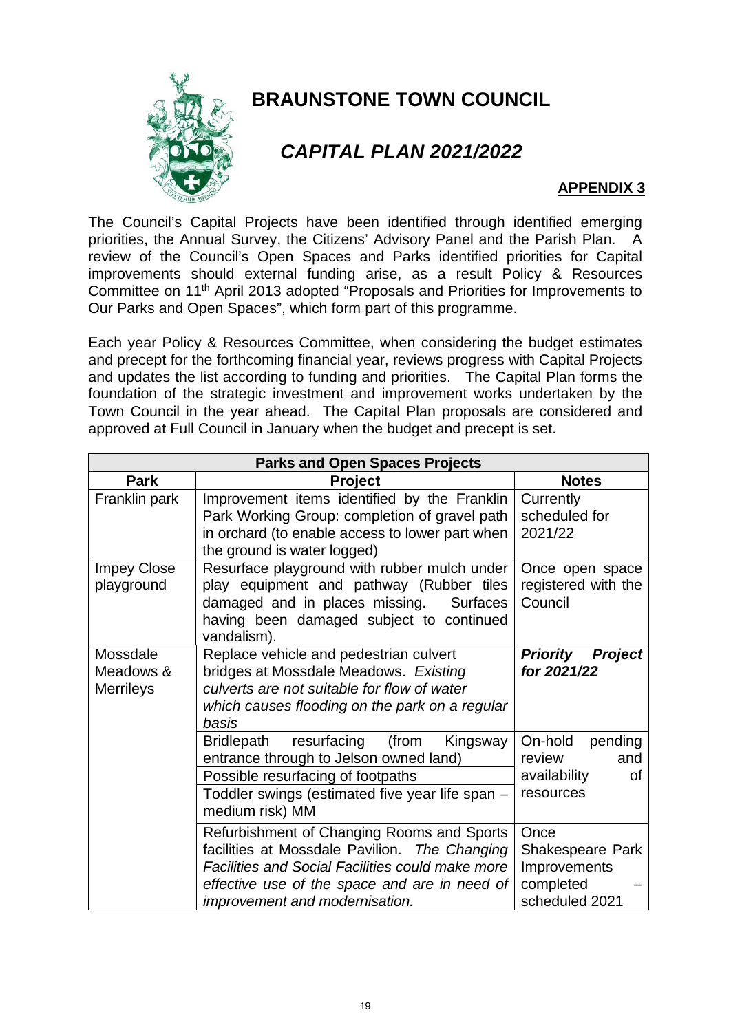# BRAUNSTONE TOWN COUNCIL

## *CAPITAL PLAN 2021/2022*

**APPENDIX 3**

The Council's Capital Projects have been identified through identified emerging priorities, the Annual Survey, the Citizens' Advisory Panel and the Parish Plan. A review of the Council's Open Spaces and Parks identified priorities for Capital improvements should external funding arise, as a result Policy & Resources Committee on 11th April 2013 adopted "Proposals and Priorities for Improvements to Our Parks and Open Spaces", which form part of this programme.

Each year Policy & Resources Committee, when considering the budget estimates and precept for the forthcoming financial year, reviews progress with Capital Projects and updates the list according to funding and priorities. The Capital Plan forms the foundation of the strategic investment and improvement works undertaken by the Town Council in the year ahead. The Capital Plan proposals are considered and approved at Full Council in January when the budget and precept is set.

| **Parks and Open Spaces Projects** | | |
|---|---|---|
| **Park** | **Project** | **Notes** |
| Franklin park | Improvement items identified by the Franklin Park Working Group: completion of gravel path in orchard (to enable access to lower part when the ground is water logged) | Currently scheduled for 2021/22 |
| Impey Close playground | Resurface playground with rubber mulch under play equipment and pathway (Rubber tiles damaged and in places missing. Surfaces having been damaged subject to continued vandalism). | Once open space registered with the Council |
| Mossdale Meadows & Merrileys | Replace vehicle and pedestrian culvert bridges at Mossdale Meadows. *Existing culverts are not suitable for flow of water which causes flooding on the park on a regular basis* | ***Priority Project for 2021/22*** |
| | Bridlepath resurfacing (from Kingsway entrance through to Jelson owned land) | On-hold pending review and availability of resources |
| | Possible resurfacing of footpaths | |
| | Toddler swings (estimated five year life span – medium risk) MM | |
| | Refurbishment of Changing Rooms and Sports facilities at Mossdale Pavilion. *The Changing Facilities and Social Facilities could make more effective use of the space and are in need of improvement and modernisation.* | Once Shakespeare Park Improvements completed – scheduled 2021 |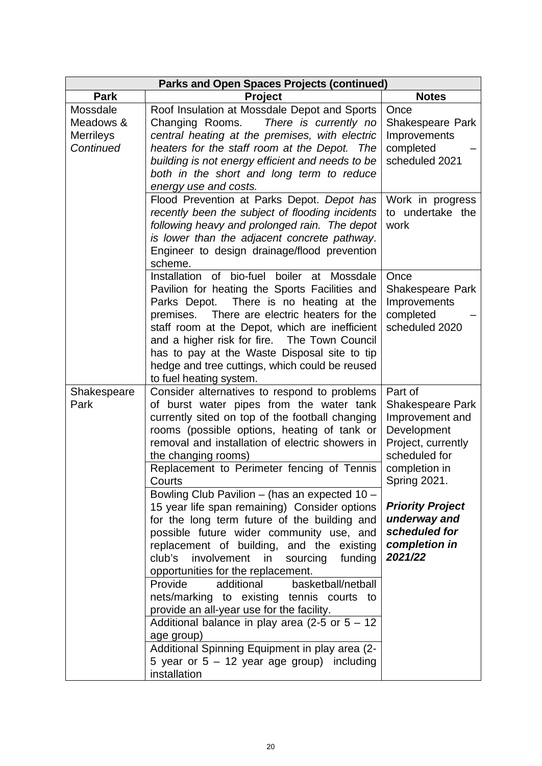| Parks and Open Spaces Projects (continued) | | |
|---|---|---|
| **Park** | **Project** | **Notes** |
| Mossdale Meadows & Merrileys *Continued* | Roof Insulation at Mossdale Depot and Sports Changing Rooms. *There is currently no central heating at the premises, with electric heaters for the staff room at the Depot. The building is not energy efficient and needs to be both in the short and long term to reduce energy use and costs.* | Once Shakespeare Park Improvements completed – scheduled 2021 |
| | Flood Prevention at Parks Depot. *Depot has recently been the subject of flooding incidents following heavy and prolonged rain. The depot is lower than the adjacent concrete pathway*. Engineer to design drainage/flood prevention scheme. | Work in progress to undertake the work |
| | Installation of bio-fuel boiler at Mossdale Pavilion for heating the Sports Facilities and Parks Depot. There is no heating at the premises. There are electric heaters for the staff room at the Depot, which are inefficient and a higher risk for fire. The Town Council has to pay at the Waste Disposal site to tip hedge and tree cuttings, which could be reused to fuel heating system. | Once Shakespeare Park Improvements completed – scheduled 2020 |
| Shakespeare Park | Consider alternatives to respond to problems of burst water pipes from the water tank currently sited on top of the football changing rooms (possible options, heating of tank or removal and installation of electric showers in the changing rooms) | Part of Shakespeare Park Improvement and Development Project, currently scheduled for completion in Spring 2021. ***Priority Project underway and scheduled for completion in 2021/22*** |
| | Replacement to Perimeter fencing of Tennis Courts | |
| | Bowling Club Pavilion – (has an expected 10 – 15 year life span remaining) Consider options for the long term future of the building and possible future wider community use, and replacement of building, and the existing club's involvement in sourcing funding opportunities for the replacement. | |
| | Provide additional basketball/netball nets/marking to existing tennis courts to provide an all-year use for the facility. | |
| | Additional balance in play area (2-5 or 5 – 12 age group) | |
| | Additional Spinning Equipment in play area (2-5 year or 5 – 12 year age group) including installation | |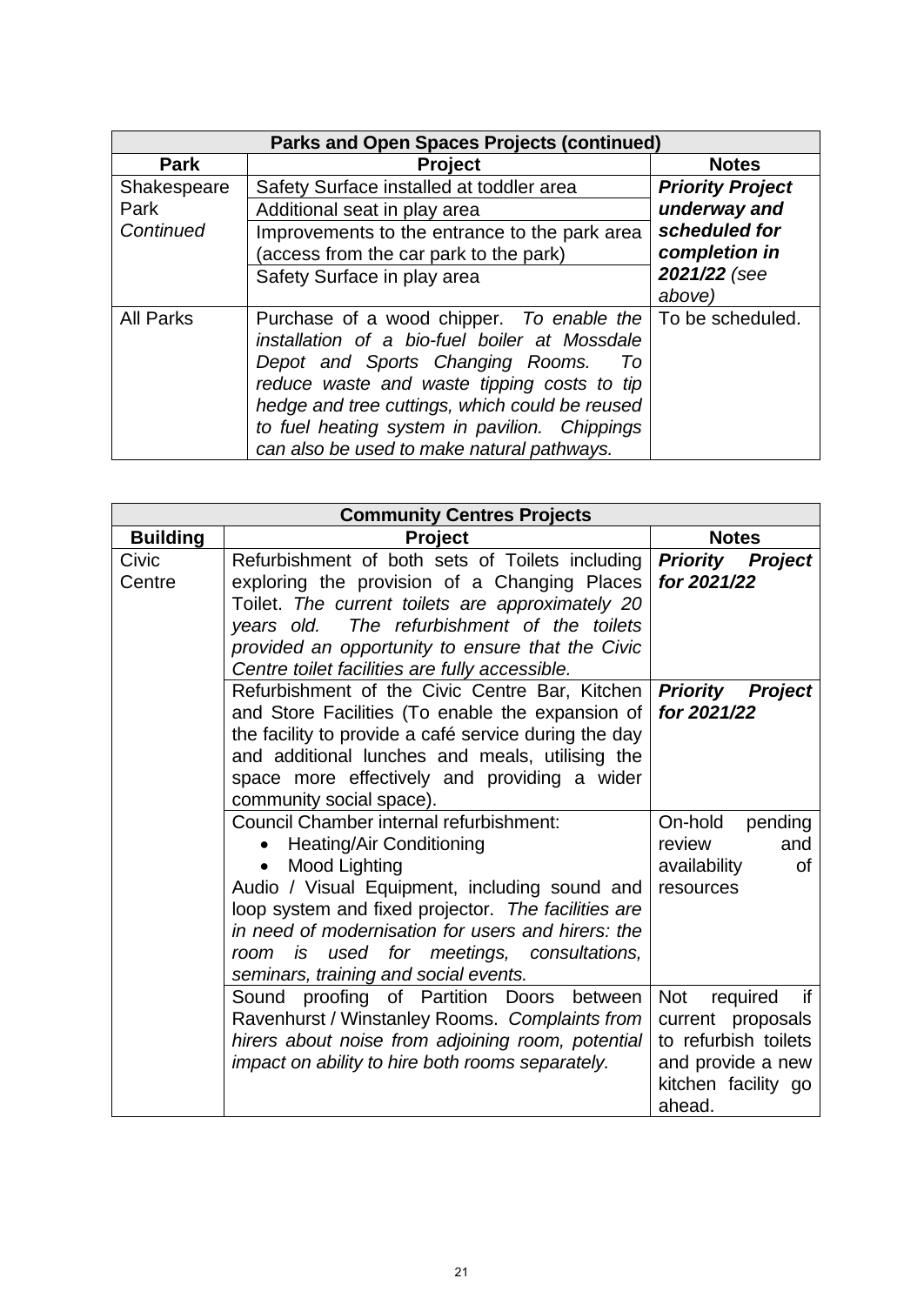| Parks and Open Spaces Projects (continued) | | |
|---|---|---|
| **Park** | **Project** | **Notes** |
| Shakespeare Park *Continued* | Safety Surface installed at toddler area<br>Additional seat in play area<br>Improvements to the entrance to the park area (access from the car park to the park)<br>Safety Surface in play area | ***Priority Project underway and scheduled for completion in 2021/22*** *(see above)* |
| All Parks | Purchase of a wood chipper. *To enable the installation of a bio-fuel boiler at Mossdale Depot and Sports Changing Rooms. To reduce waste and waste tipping costs to tip hedge and tree cuttings, which could be reused to fuel heating system in pavilion. Chippings can also be used to make natural pathways.* | To be scheduled. |

| Community Centres Projects | | |
|---|---|---|
| **Building** | **Project** | **Notes** |
| Civic Centre | Refurbishment of both sets of Toilets including exploring the provision of a Changing Places Toilet. *The current toilets are approximately 20 years old. The refurbishment of the toilets provided an opportunity to ensure that the Civic Centre toilet facilities are fully accessible.* | ***Priority Project for 2021/22*** |
| | Refurbishment of the Civic Centre Bar, Kitchen and Store Facilities (To enable the expansion of the facility to provide a café service during the day and additional lunches and meals, utilising the space more effectively and providing a wider community social space). | ***Priority Project for 2021/22*** |
| | Council Chamber internal refurbishment:<br>• Heating/Air Conditioning<br>• Mood Lighting<br>Audio / Visual Equipment, including sound and loop system and fixed projector. *The facilities are in need of modernisation for users and hirers: the room is used for meetings, consultations, seminars, training and social events.* | On-hold pending review and availability of resources |
| | Sound proofing of Partition Doors between Ravenhurst / Winstanley Rooms. *Complaints from hirers about noise from adjoining room, potential impact on ability to hire both rooms separately.* | Not required if current proposals to refurbish toilets and provide a new kitchen facility go ahead. |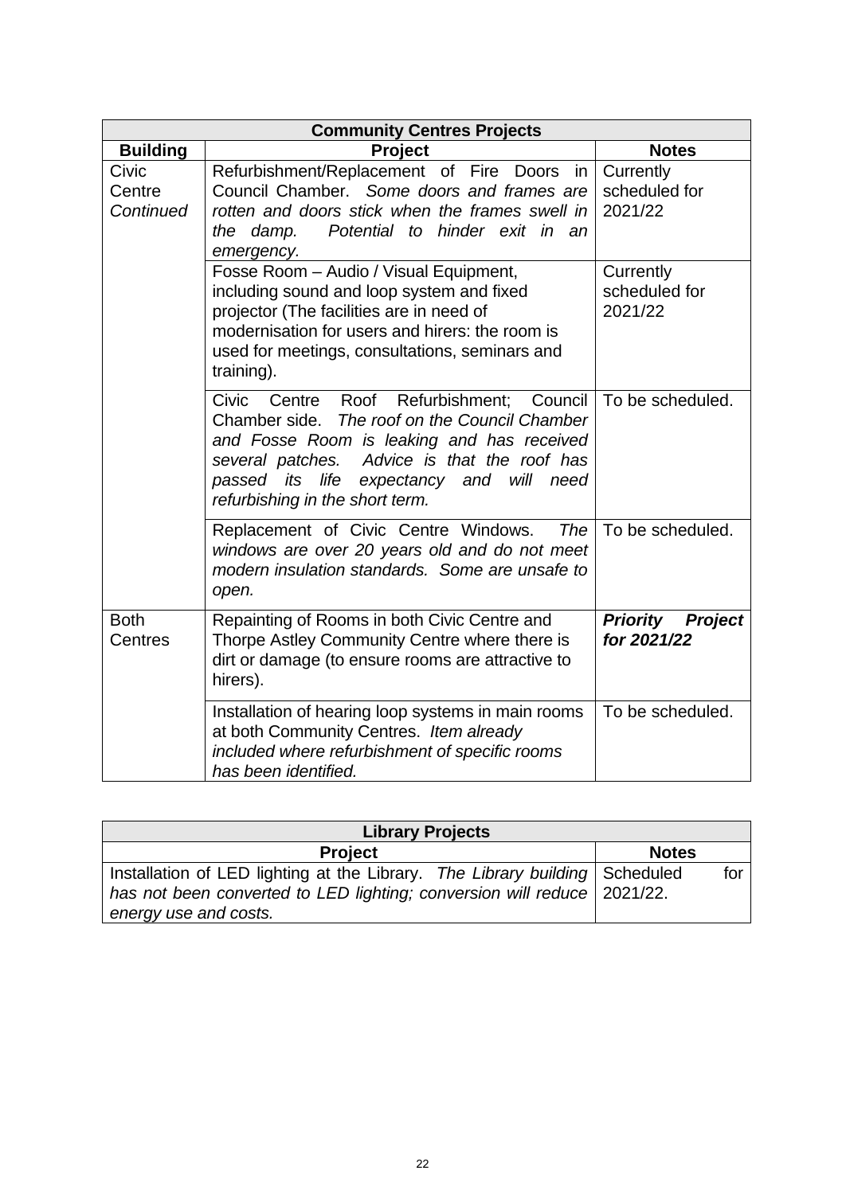| Community Centres Projects | | |
|---|---|---|
| **Building** | **Project** | **Notes** |
| Civic Centre *Continued* | Refurbishment/Replacement of Fire Doors in Council Chamber. *Some doors and frames are rotten and doors stick when the frames swell in the damp. Potential to hinder exit in an emergency.* | Currently scheduled for 2021/22 |
| | Fosse Room – Audio / Visual Equipment, including sound and loop system and fixed projector (The facilities are in need of modernisation for users and hirers: the room is used for meetings, consultations, seminars and training). | Currently scheduled for 2021/22 |
| | Civic Centre Roof Refurbishment; Council Chamber side. *The roof on the Council Chamber and Fosse Room is leaking and has received several patches. Advice is that the roof has passed its life expectancy and will need refurbishing in the short term.* | To be scheduled. |
| | Replacement of Civic Centre Windows. *The windows are over 20 years old and do not meet modern insulation standards. Some are unsafe to open.* | To be scheduled. |
| Both Centres | Repainting of Rooms in both Civic Centre and Thorpe Astley Community Centre where there is dirt or damage (to ensure rooms are attractive to hirers). | ***Priority Project for 2021/22*** |
| | Installation of hearing loop systems in main rooms at both Community Centres. *Item already included where refurbishment of specific rooms has been identified.* | To be scheduled. |

| Library Projects | |
|---|---|
| **Project** | **Notes** |
| Installation of LED lighting at the Library. *The Library building has not been converted to LED lighting; conversion will reduce energy use and costs.* | Scheduled for 2021/22. |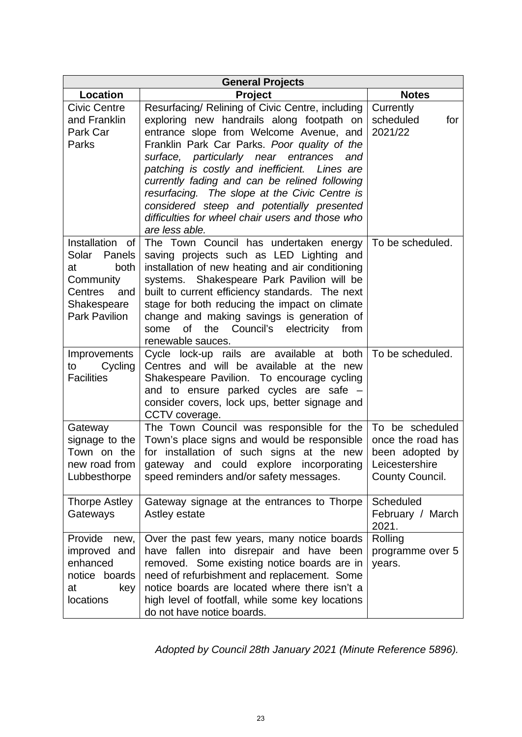| General Projects | | |
|---|---|---|
| **Location** | **Project** | **Notes** |
| Civic Centre and Franklin Park Car Parks | Resurfacing/ Relining of Civic Centre, including exploring new handrails along footpath on entrance slope from Welcome Avenue, and Franklin Park Car Parks. *Poor quality of the surface, particularly near entrances and patching is costly and inefficient. Lines are currently fading and can be relined following resurfacing. The slope at the Civic Centre is considered steep and potentially presented difficulties for wheel chair users and those who are less able.* | Currently scheduled for 2021/22 |
| Installation of Solar Panels at both Community Centres and Shakespeare Park Pavilion | The Town Council has undertaken energy saving projects such as LED Lighting and installation of new heating and air conditioning systems. Shakespeare Park Pavilion will be built to current efficiency standards. The next stage for both reducing the impact on climate change and making savings is generation of some of the Council's electricity from renewable sauces. | To be scheduled. |
| Improvements to Cycling Facilities | Cycle lock-up rails are available at both Centres and will be available at the new Shakespeare Pavilion. To encourage cycling and to ensure parked cycles are safe – consider covers, lock ups, better signage and CCTV coverage. | To be scheduled. |
| Gateway signage to the Town on the new road from Lubbesthorpe | The Town Council was responsible for the Town's place signs and would be responsible for installation of such signs at the new gateway and could explore incorporating speed reminders and/or safety messages. | To be scheduled once the road has been adopted by Leicestershire County Council. |
| Thorpe Astley Gateways | Gateway signage at the entrances to Thorpe Astley estate | Scheduled February / March 2021. |
| Provide new, improved and enhanced notice boards at key locations | Over the past few years, many notice boards have fallen into disrepair and have been removed. Some existing notice boards are in need of refurbishment and replacement. Some notice boards are located where there isn't a high level of footfall, while some key locations do not have notice boards. | Rolling programme over 5 years. |

*Adopted by Council 28th January 2021 (Minute Reference 5896).*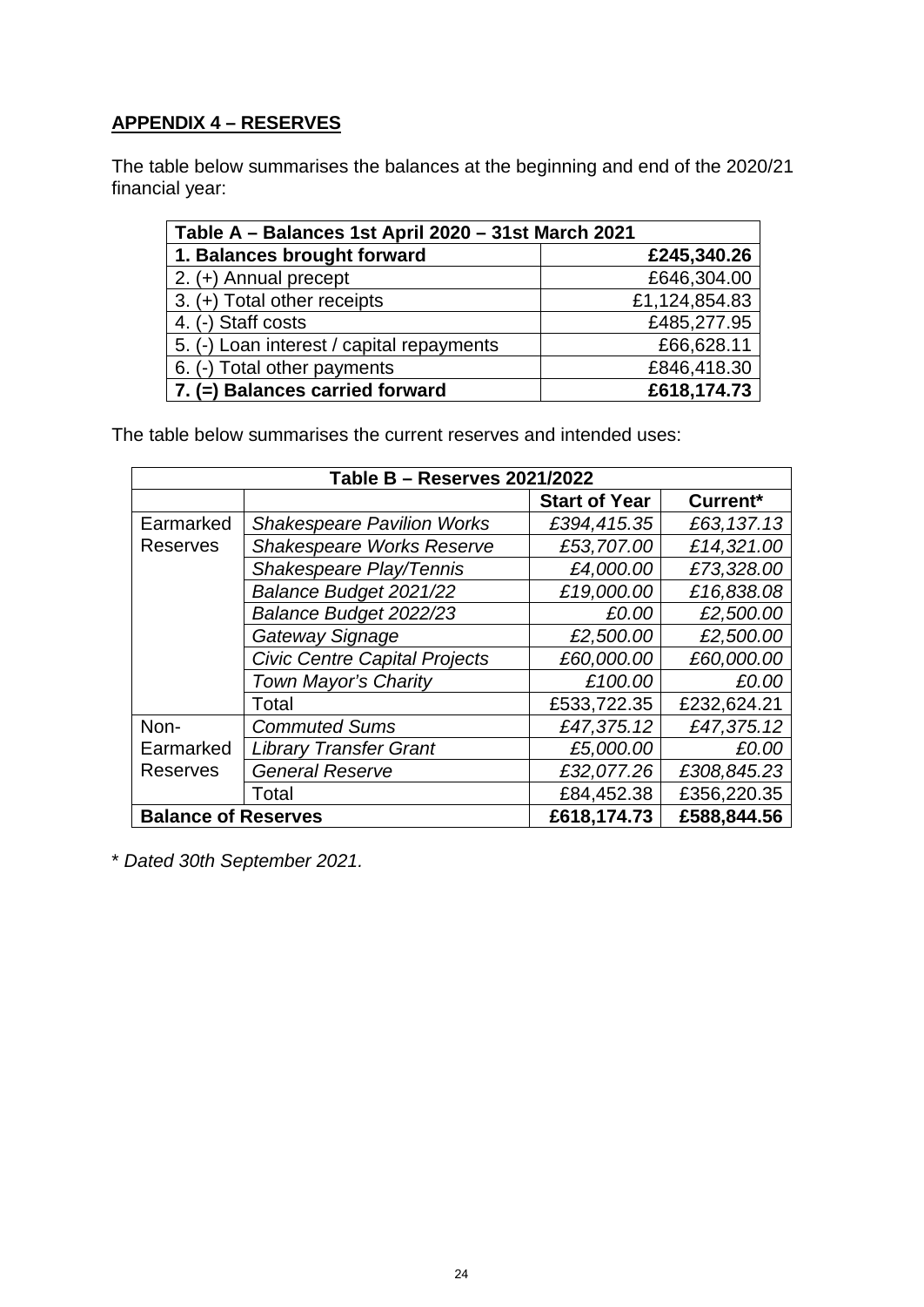**APPENDIX 4 – RESERVES**

The table below summarises the balances at the beginning and end of the 2020/21 financial year:

| Table A – Balances 1st April 2020 – 31st March 2021 | |
|---|---|
| **1. Balances brought forward** | **£245,340.26** |
| 2. (+) Annual precept | £646,304.00 |
| 3. (+) Total other receipts | £1,124,854.83 |
| 4. (-) Staff costs | £485,277.95 |
| 5. (-) Loan interest / capital repayments | £66,628.11 |
| 6. (-) Total other payments | £846,418.30 |
| **7. (=) Balances carried forward** | **£618,174.73** |

The table below summarises the current reserves and intended uses:

| Table B – Reserves 2021/2022 | | | |
|---|---|---|---|
| | | **Start of Year** | **Current*** |
| Earmarked Reserves | *Shakespeare Pavilion Works* | *£394,415.35* | *£63,137.13* |
| | *Shakespeare Works Reserve* | *£53,707.00* | *£14,321.00* |
| | *Shakespeare Play/Tennis* | *£4,000.00* | *£73,328.00* |
| | *Balance Budget 2021/22* | *£19,000.00* | *£16,838.08* |
| | *Balance Budget 2022/23* | *£0.00* | *£2,500.00* |
| | *Gateway Signage* | *£2,500.00* | *£2,500.00* |
| | *Civic Centre Capital Projects* | *£60,000.00* | *£60,000.00* |
| | *Town Mayor's Charity* | *£100.00* | *£0.00* |
| | Total | £533,722.35 | £232,624.21 |
| Non-Earmarked Reserves | *Commuted Sums* | *£47,375.12* | *£47,375.12* |
| | *Library Transfer Grant* | *£5,000.00* | *£0.00* |
| | *General Reserve* | *£32,077.26* | *£308,845.23* |
| | Total | £84,452.38 | £356,220.35 |
| **Balance of Reserves** | | **£618,174.73** | **£588,844.56** |

\* *Dated 30th September 2021.*